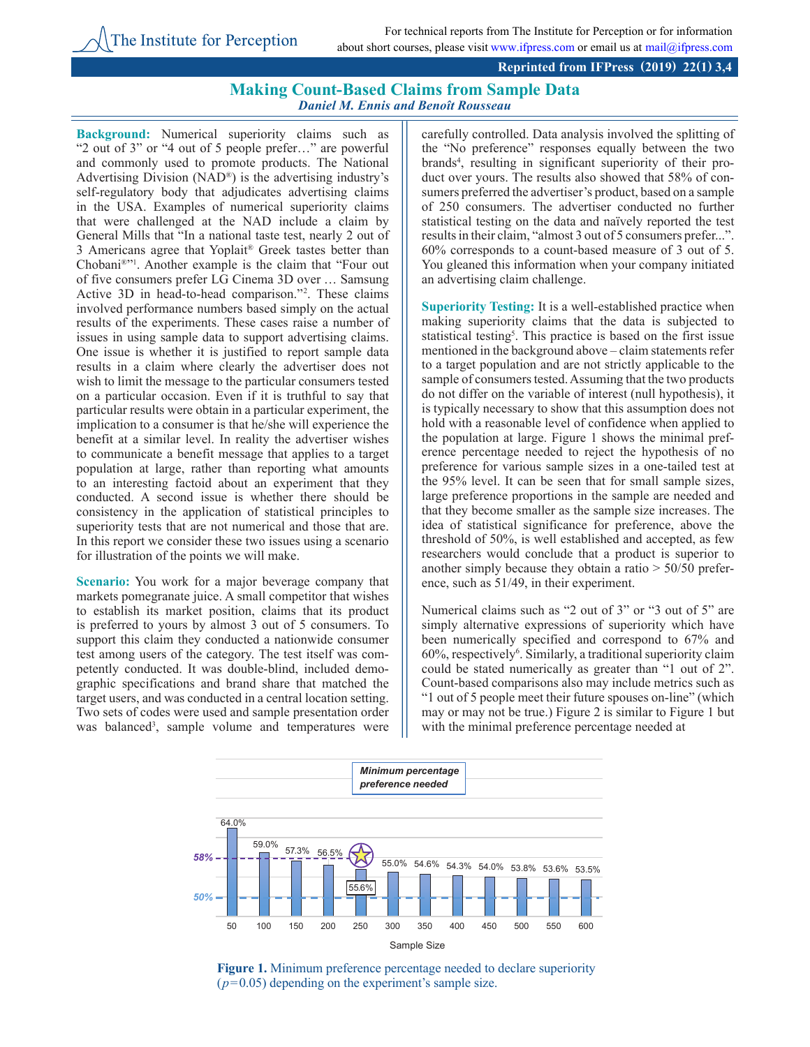# Making Count-Based Claims from Sample Data

*Daniel M. Ennis and Benoît Rousseau*

**Background:** Numerical superiority claims such as "2 out of 3" or "4 out of 5 people prefer…" are powerful and commonly used to promote products. The National Advertising Division (NAD®) is the advertising industry's self-regulatory body that adjudicates advertising claims in the USA. Examples of numerical superiority claims that were challenged at the NAD include a claim by General Mills that "In a national taste test, nearly 2 out of 3 Americans agree that Yoplait® Greek tastes better than Chobani®"[1]. Another example is the claim that "Four out of five consumers prefer LG Cinema 3D over … Samsung Active 3D in head-to-head comparison."[2]. These claims involved performance numbers based simply on the actual results of the experiments. These cases raise a number of issues in using sample data to support advertising claims. One issue is whether it is justified to report sample data results in a claim where clearly the advertiser does not wish to limit the message to the particular consumers tested on a particular occasion. Even if it is truthful to say that particular results were obtain in a particular experiment, the implication to a consumer is that he/she will experience the benefit at a similar level. In reality the advertiser wishes to communicate a benefit message that applies to a target population at large, rather than reporting what amounts to an interesting factoid about an experiment that they conducted. A second issue is whether there should be consistency in the application of statistical principles to superiority tests that are not numerical and those that are. In this report we consider these two issues using a scenario for illustration of the points we will make.

**Scenario:** You work for a major beverage company that markets pomegranate juice. A small competitor that wishes to establish its market position, claims that its product is preferred to yours by almost 3 out of 5 consumers. To support this claim they conducted a nationwide consumer test among users of the category. The test itself was competently conducted. It was double-blind, included demographic specifications and brand share that matched the target users, and was conducted in a central location setting. Two sets of codes were used and sample presentation order was balanced[3], sample volume and temperatures were carefully controlled. Data analysis involved the splitting of the "No preference" responses equally between the two brands[4], resulting in significant superiority of their product over yours. The results also showed that 58% of consumers preferred the advertiser's product, based on a sample of 250 consumers. The advertiser conducted no further statistical testing on the data and naïvely reported the test results in their claim, "almost 3 out of 5 consumers prefer...". 60% corresponds to a count-based measure of 3 out of 5. You gleaned this information when your company initiated an advertising claim challenge.

**Superiority Testing:** It is a well-established practice when making superiority claims that the data is subjected to statistical testing[5]. This practice is based on the first issue mentioned in the background above – claim statements refer to a target population and are not strictly applicable to the sample of consumers tested. Assuming that the two products do not differ on the variable of interest (null hypothesis), it is typically necessary to show that this assumption does not hold with a reasonable level of confidence when applied to the population at large. Figure 1 shows the minimal preference percentage needed to reject the hypothesis of no preference for various sample sizes in a one-tailed test at the 95% level. It can be seen that for small sample sizes, large preference proportions in the sample are needed and that they become smaller as the sample size increases. The idea of statistical significance for preference, above the threshold of 50%, is well established and accepted, as few researchers would conclude that a product is superior to another simply because they obtain a ratio > 50/50 preference, such as 51/49, in their experiment.

Numerical claims such as "2 out of 3" or "3 out of 5" are simply alternative expressions of superiority which have been numerically specified and correspond to 67% and 60%, respectively[6]. Similarly, a traditional superiority claim could be stated numerically as greater than "1 out of 2". Count-based comparisons also may include metrics such as "1 out of 5 people meet their future spouses on-line" (which may or may not be true.) Figure 2 is similar to Figure 1 but with the minimal preference percentage needed at

| Sample Size | 50 | 100 | 150 | 200 | 250 | 300 | 350 | 400 | 450 | 500 | 550 | 600 |
|---|---|---|---|---|---|---|---|---|---|---|---|---|
| Minimum percentage preference needed | 64.0% | 59.0% | 57.3% | 56.5% | 55.6% | 55.0% | 54.6% | 54.3% | 54.0% | 53.8% | 53.6% | 53.5% |

**Figure 1.** Minimum preference percentage needed to declare superiority ($p$=0.05) depending on the experiment's sample size.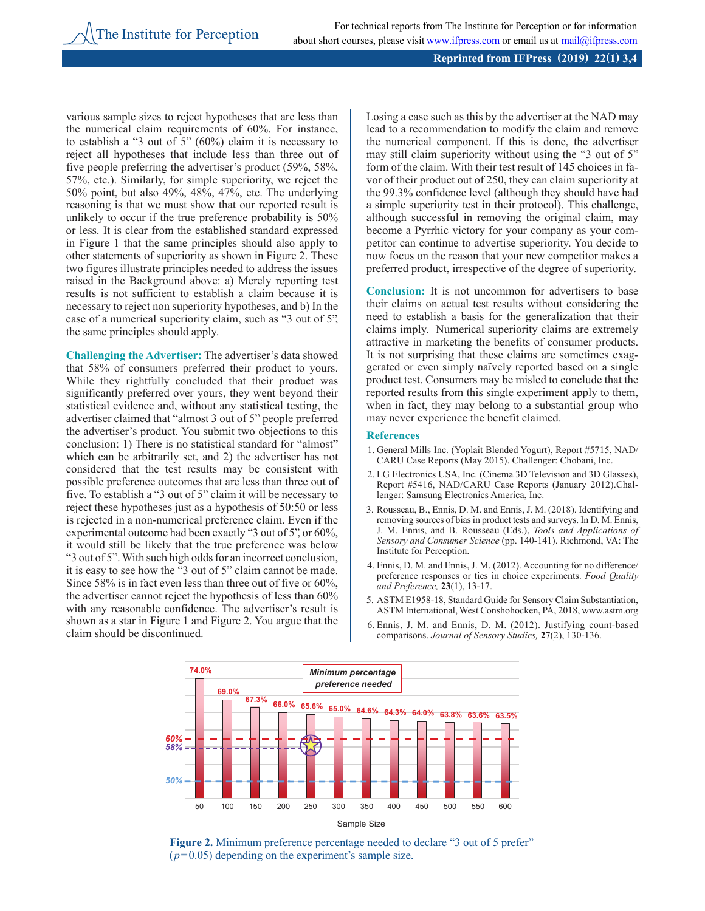various sample sizes to reject hypotheses that are less than the numerical claim requirements of 60%. For instance, to establish a "3 out of 5" (60%) claim it is necessary to reject all hypotheses that include less than three out of five people preferring the advertiser's product (59%, 58%, 57%, etc.). Similarly, for simple superiority, we reject the 50% point, but also 49%, 48%, 47%, etc. The underlying reasoning is that we must show that our reported result is unlikely to occur if the true preference probability is 50% or less. It is clear from the established standard expressed in Figure 1 that the same principles should also apply to other statements of superiority as shown in Figure 2. These two figures illustrate principles needed to address the issues raised in the Background above: a) Merely reporting test results is not sufficient to establish a claim because it is necessary to reject non superiority hypotheses, and b) In the case of a numerical superiority claim, such as "3 out of 5", the same principles should apply.

**Challenging the Advertiser:** The advertiser's data showed that 58% of consumers preferred their product to yours. While they rightfully concluded that their product was significantly preferred over yours, they went beyond their statistical evidence and, without any statistical testing, the advertiser claimed that "almost 3 out of 5" people preferred the advertiser's product. You submit two objections to this conclusion: 1) There is no statistical standard for "almost" which can be arbitrarily set, and 2) the advertiser has not considered that the test results may be consistent with possible preference outcomes that are less than three out of five. To establish a "3 out of 5" claim it will be necessary to reject these hypotheses just as a hypothesis of 50:50 or less is rejected in a non-numerical preference claim. Even if the experimental outcome had been exactly "3 out of 5", or 60%, it would still be likely that the true preference was below "3 out of 5". With such high odds for an incorrect conclusion, it is easy to see how the "3 out of 5" claim cannot be made. Since 58% is in fact even less than three out of five or 60%, the advertiser cannot reject the hypothesis of less than 60% with any reasonable confidence. The advertiser's result is shown as a star in Figure 1 and Figure 2. You argue that the claim should be discontinued.

Losing a case such as this by the advertiser at the NAD may lead to a recommendation to modify the claim and remove the numerical component. If this is done, the advertiser may still claim superiority without using the "3 out of 5" form of the claim. With their test result of 145 choices in favor of their product out of 250, they can claim superiority at the 99.3% confidence level (although they should have had a simple superiority test in their protocol). This challenge, although successful in removing the original claim, may become a Pyrrhic victory for your company as your competitor can continue to advertise superiority. You decide to now focus on the reason that your new competitor makes a preferred product, irrespective of the degree of superiority.

**Conclusion:** It is not uncommon for advertisers to base their claims on actual test results without considering the need to establish a basis for the generalization that their claims imply. Numerical superiority claims are extremely attractive in marketing the benefits of consumer products. It is not surprising that these claims are sometimes exaggerated or even simply naïvely reported based on a single product test. Consumers may be misled to conclude that the reported results from this single experiment apply to them, when in fact, they may belong to a substantial group who may never experience the benefit claimed.

## References

1. General Mills Inc. (Yoplait Blended Yogurt), Report #5715, NAD/CARU Case Reports (May 2015). Challenger: Chobani, Inc.
2. LG Electronics USA, Inc. (Cinema 3D Television and 3D Glasses), Report #5416, NAD/CARU Case Reports (January 2012).Challenger: Samsung Electronics America, Inc.
3. Rousseau, B., Ennis, D. M. and Ennis, J. M. (2018). Identifying and removing sources of bias in product tests and surveys. In D. M. Ennis, J. M. Ennis, and B. Rousseau (Eds.), *Tools and Applications of Sensory and Consumer Science* (pp. 140-141). Richmond, VA: The Institute for Perception.
4. Ennis, D. M. and Ennis, J. M. (2012). Accounting for no difference/preference responses or ties in choice experiments. *Food Quality and Preference,* **23**(1), 13-17.
5. ASTM E1958-18, Standard Guide for Sensory Claim Substantiation, ASTM International, West Conshohocken, PA, 2018, www.astm.org
6. Ennis, J. M. and Ennis, D. M. (2012). Justifying count-based comparisons. *Journal of Sensory Studies,* **27**(2), 130-136.

Minimum percentage preference needed

74.0% 69.0% 67.3% 66.0% 65.6% 65.0% 64.6% 64.3% 64.0% 63.8% 63.6% 63.5%

60%
58%
50%

50 100 150 200 250 300 350 400 450 500 550 600

Sample Size

**Figure 2.** Minimum preference percentage needed to declare "3 out of 5 prefer" ($p$=0.05) depending on the experiment's sample size.